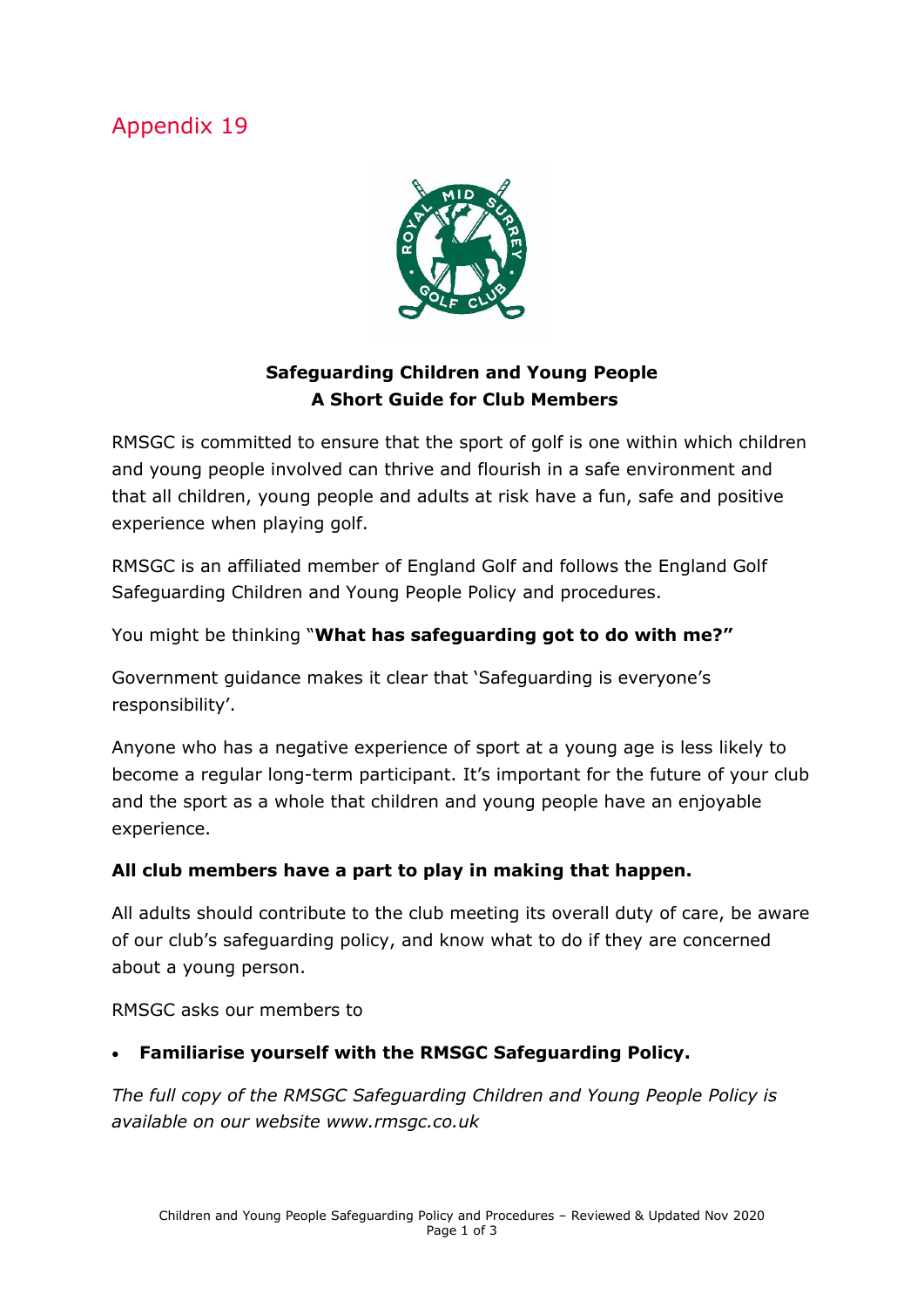# Appendix 19

**Safeguarding Children and Young People**
**A Short Guide for Club Members**

RMSGC is committed to ensure that the sport of golf is one within which children and young people involved can thrive and flourish in a safe environment and that all children, young people and adults at risk have a fun, safe and positive experience when playing golf.

RMSGC is an affiliated member of England Golf and follows the England Golf Safeguarding Children and Young People Policy and procedures.

You might be thinking "**What has safeguarding got to do with me?"**

Government guidance makes it clear that 'Safeguarding is everyone's responsibility'.

Anyone who has a negative experience of sport at a young age is less likely to become a regular long-term participant. It's important for the future of your club and the sport as a whole that children and young people have an enjoyable experience.

**All club members have a part to play in making that happen.**

All adults should contribute to the club meeting its overall duty of care, be aware of our club's safeguarding policy, and know what to do if they are concerned about a young person.

RMSGC asks our members to

- **Familiarise yourself with the RMSGC Safeguarding Policy.**

*The full copy of the RMSGC Safeguarding Children and Young People Policy is available on our website www.rmsgc.co.uk*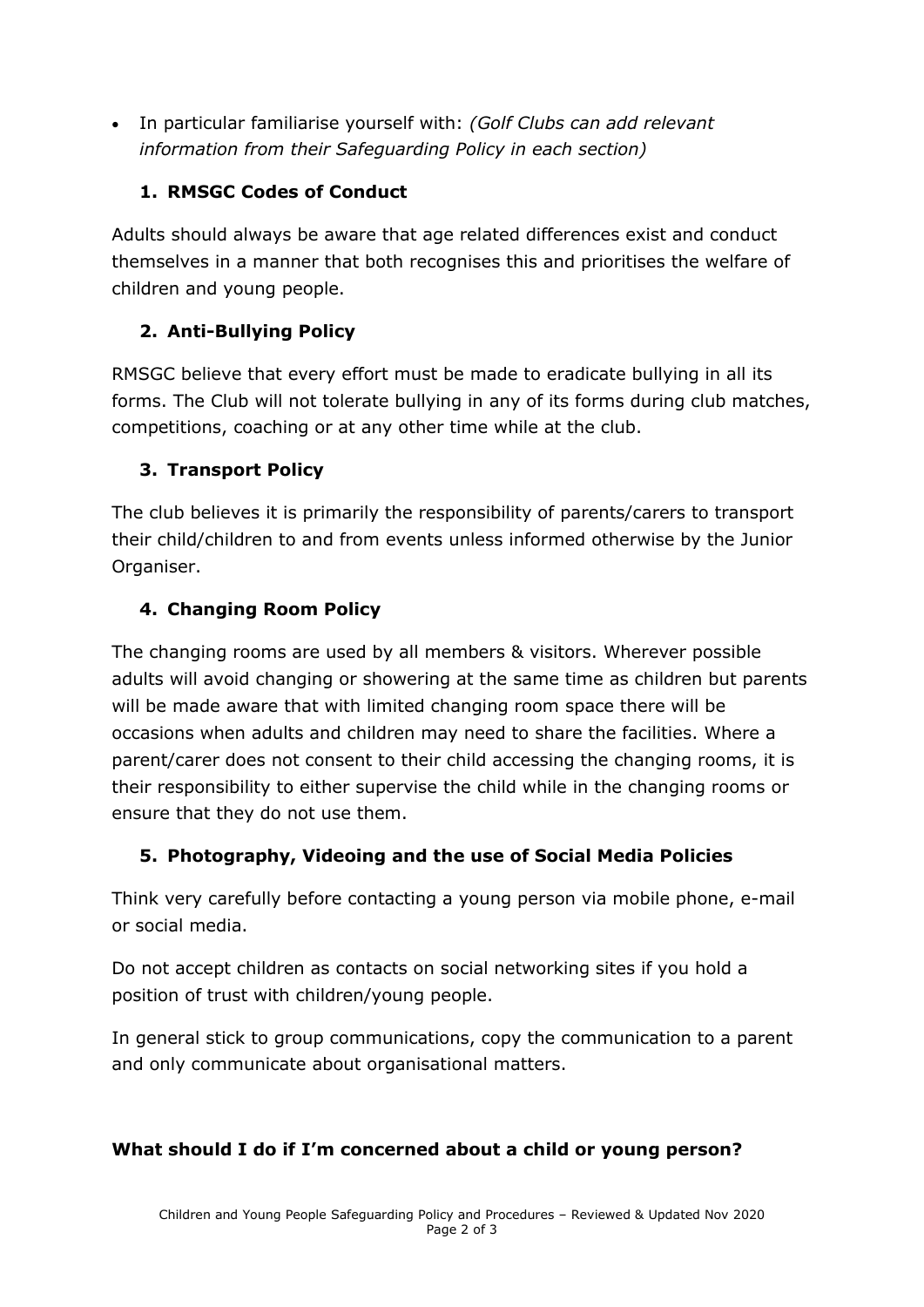- In particular familiarise yourself with: *(Golf Clubs can add relevant information from their Safeguarding Policy in each section)*

### 1. RMSGC Codes of Conduct

Adults should always be aware that age related differences exist and conduct themselves in a manner that both recognises this and prioritises the welfare of children and young people.

### 2. Anti-Bullying Policy

RMSGC believe that every effort must be made to eradicate bullying in all its forms. The Club will not tolerate bullying in any of its forms during club matches, competitions, coaching or at any other time while at the club.

### 3. Transport Policy

The club believes it is primarily the responsibility of parents/carers to transport their child/children to and from events unless informed otherwise by the Junior Organiser.

### 4. Changing Room Policy

The changing rooms are used by all members & visitors. Wherever possible adults will avoid changing or showering at the same time as children but parents will be made aware that with limited changing room space there will be occasions when adults and children may need to share the facilities. Where a parent/carer does not consent to their child accessing the changing rooms, it is their responsibility to either supervise the child while in the changing rooms or ensure that they do not use them.

### 5. Photography, Videoing and the use of Social Media Policies

Think very carefully before contacting a young person via mobile phone, e-mail or social media.

Do not accept children as contacts on social networking sites if you hold a position of trust with children/young people.

In general stick to group communications, copy the communication to a parent and only communicate about organisational matters.

**What should I do if I'm concerned about a child or young person?**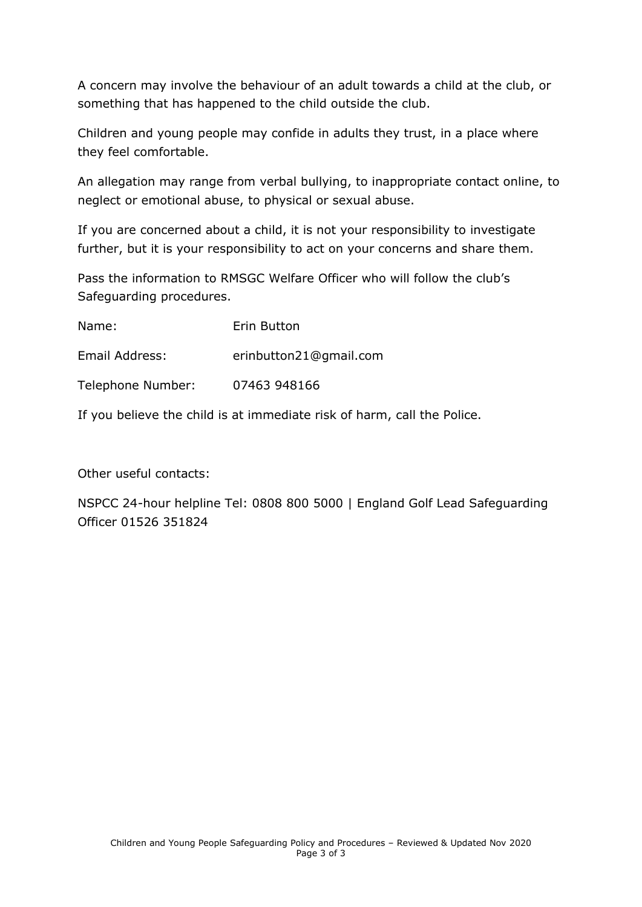A concern may involve the behaviour of an adult towards a child at the club, or something that has happened to the child outside the club.

Children and young people may confide in adults they trust, in a place where they feel comfortable.

An allegation may range from verbal bullying, to inappropriate contact online, to neglect or emotional abuse, to physical or sexual abuse.

If you are concerned about a child, it is not your responsibility to investigate further, but it is your responsibility to act on your concerns and share them.

Pass the information to RMSGC Welfare Officer who will follow the club's Safeguarding procedures.

| | |
|---|---|
| Name: | Erin Button |
| Email Address: | erinbutton21@gmail.com |
| Telephone Number: | 07463 948166 |

If you believe the child is at immediate risk of harm, call the Police.

Other useful contacts:

NSPCC 24-hour helpline Tel: 0808 800 5000 | England Golf Lead Safeguarding Officer 01526 351824